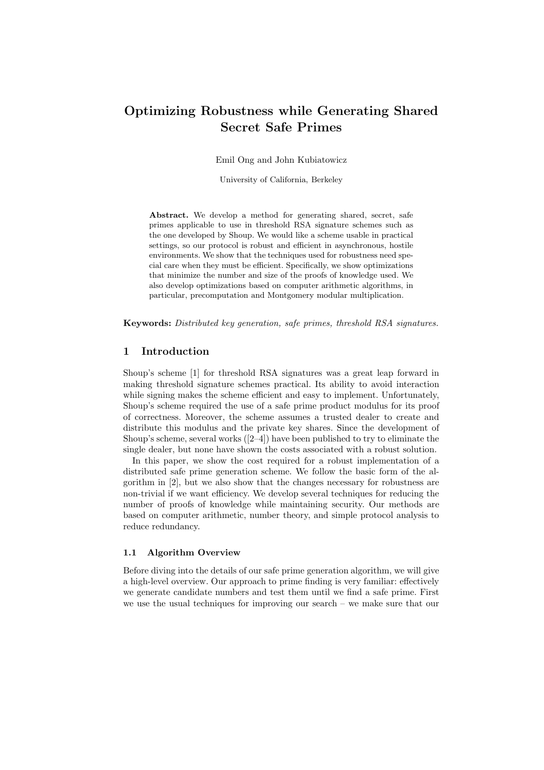# Optimizing Robustness while Generating Shared Secret Safe Primes

Emil Ong and John Kubiatowicz

University of California, Berkeley

**Abstract.** We develop a method for generating shared, secret, safe primes applicable to use in threshold RSA signature schemes such as the one developed by Shoup. We would like a scheme usable in practical settings, so our protocol is robust and efficient in asynchronous, hostile environments. We show that the techniques used for robustness need special care when they must be efficient. Specifically, we show optimizations that minimize the number and size of the proofs of knowledge used. We also develop optimizations based on computer arithmetic algorithms, in particular, precomputation and Montgomery modular multiplication.

**Keywords:** *Distributed key generation, safe primes, threshold RSA signatures.*

## 1 Introduction

Shoup's scheme [1] for threshold RSA signatures was a great leap forward in making threshold signature schemes practical. Its ability to avoid interaction while signing makes the scheme efficient and easy to implement. Unfortunately, Shoup's scheme required the use of a safe prime product modulus for its proof of correctness. Moreover, the scheme assumes a trusted dealer to create and distribute this modulus and the private key shares. Since the development of Shoup's scheme, several works ([2–4]) have been published to try to eliminate the single dealer, but none have shown the costs associated with a robust solution.

In this paper, we show the cost required for a robust implementation of a distributed safe prime generation scheme. We follow the basic form of the algorithm in [2], but we also show that the changes necessary for robustness are non-trivial if we want efficiency. We develop several techniques for reducing the number of proofs of knowledge while maintaining security. Our methods are based on computer arithmetic, number theory, and simple protocol analysis to reduce redundancy.

### 1.1 Algorithm Overview

Before diving into the details of our safe prime generation algorithm, we will give a high-level overview. Our approach to prime finding is very familiar: effectively we generate candidate numbers and test them until we find a safe prime. First we use the usual techniques for improving our search – we make sure that our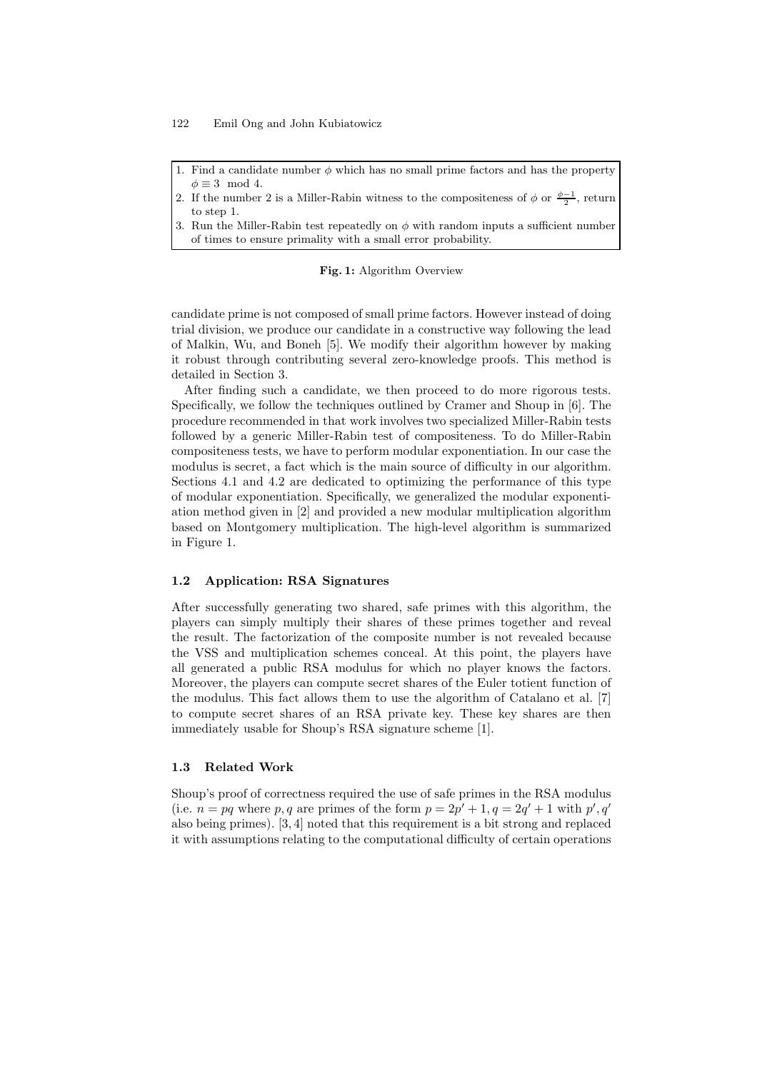1. Find a candidate number $\phi$ which has no small prime factors and has the property $\phi \equiv 3 \mod 4$.
2. If the number 2 is a Miller-Rabin witness to the compositeness of $\phi$ or $\frac{\phi-1}{2}$, return to step 1.
3. Run the Miller-Rabin test repeatedly on $\phi$ with random inputs a sufficient number of times to ensure primality with a small error probability.

**Fig. 1:** Algorithm Overview

candidate prime is not composed of small prime factors. However instead of doing trial division, we produce our candidate in a constructive way following the lead of Malkin, Wu, and Boneh [5]. We modify their algorithm however by making it robust through contributing several zero-knowledge proofs. This method is detailed in Section 3.

After finding such a candidate, we then proceed to do more rigorous tests. Specifically, we follow the techniques outlined by Cramer and Shoup in [6]. The procedure recommended in that work involves two specialized Miller-Rabin tests followed by a generic Miller-Rabin test of compositeness. To do Miller-Rabin compositeness tests, we have to perform modular exponentiation. In our case the modulus is secret, a fact which is the main source of difficulty in our algorithm. Sections 4.1 and 4.2 are dedicated to optimizing the performance of this type of modular exponentiation. Specifically, we generalized the modular exponentiation method given in [2] and provided a new modular multiplication algorithm based on Montgomery multiplication. The high-level algorithm is summarized in Figure 1.

### 1.2 Application: RSA Signatures

After successfully generating two shared, safe primes with this algorithm, the players can simply multiply their shares of these primes together and reveal the result. The factorization of the composite number is not revealed because the VSS and multiplication schemes conceal. At this point, the players have all generated a public RSA modulus for which no player knows the factors. Moreover, the players can compute secret shares of the Euler totient function of the modulus. This fact allows them to use the algorithm of Catalano et al. [7] to compute secret shares of an RSA private key. These key shares are then immediately usable for Shoup's RSA signature scheme [1].

### 1.3 Related Work

Shoup's proof of correctness required the use of safe primes in the RSA modulus (i.e. $n = pq$ where $p, q$ are primes of the form $p = 2p' + 1, q = 2q' + 1$ with $p', q'$ also being primes). [3, 4] noted that this requirement is a bit strong and replaced it with assumptions relating to the computational difficulty of certain operations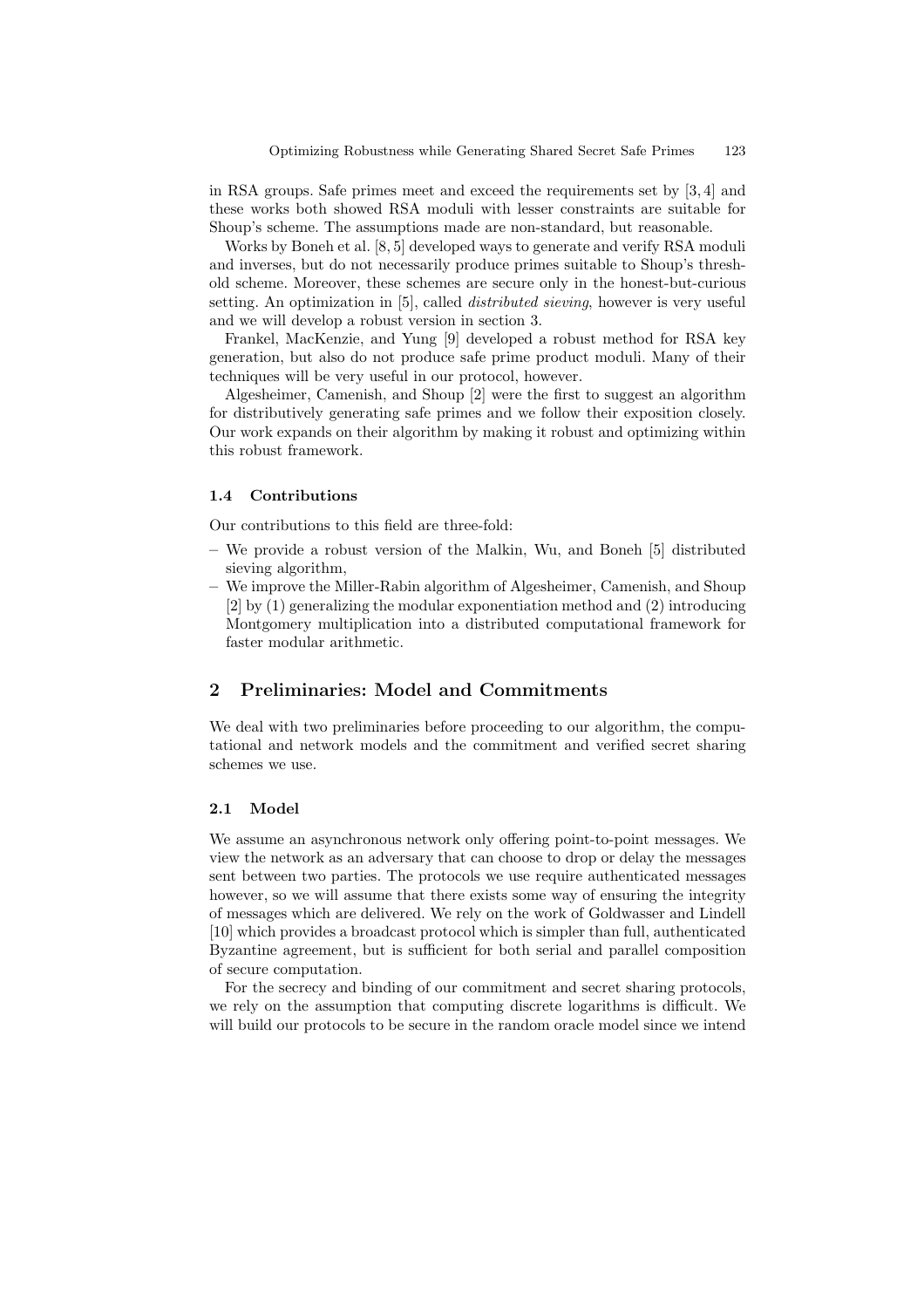in RSA groups. Safe primes meet and exceed the requirements set by [3, 4] and these works both showed RSA moduli with lesser constraints are suitable for Shoup's scheme. The assumptions made are non-standard, but reasonable.

Works by Boneh et al. [8, 5] developed ways to generate and verify RSA moduli and inverses, but do not necessarily produce primes suitable to Shoup's threshold scheme. Moreover, these schemes are secure only in the honest-but-curious setting. An optimization in [5], called *distributed sieving*, however is very useful and we will develop a robust version in section 3.

Frankel, MacKenzie, and Yung [9] developed a robust method for RSA key generation, but also do not produce safe prime product moduli. Many of their techniques will be very useful in our protocol, however.

Algesheimer, Camenish, and Shoup [2] were the first to suggest an algorithm for distributively generating safe primes and we follow their exposition closely. Our work expands on their algorithm by making it robust and optimizing within this robust framework.

### 1.4 Contributions

Our contributions to this field are three-fold:

- We provide a robust version of the Malkin, Wu, and Boneh [5] distributed sieving algorithm,
- We improve the Miller-Rabin algorithm of Algesheimer, Camenish, and Shoup [2] by (1) generalizing the modular exponentiation method and (2) introducing Montgomery multiplication into a distributed computational framework for faster modular arithmetic.

## 2 Preliminaries: Model and Commitments

We deal with two preliminaries before proceeding to our algorithm, the computational and network models and the commitment and verified secret sharing schemes we use.

### 2.1 Model

We assume an asynchronous network only offering point-to-point messages. We view the network as an adversary that can choose to drop or delay the messages sent between two parties. The protocols we use require authenticated messages however, so we will assume that there exists some way of ensuring the integrity of messages which are delivered. We rely on the work of Goldwasser and Lindell [10] which provides a broadcast protocol which is simpler than full, authenticated Byzantine agreement, but is sufficient for both serial and parallel composition of secure computation.

For the secrecy and binding of our commitment and secret sharing protocols, we rely on the assumption that computing discrete logarithms is difficult. We will build our protocols to be secure in the random oracle model since we intend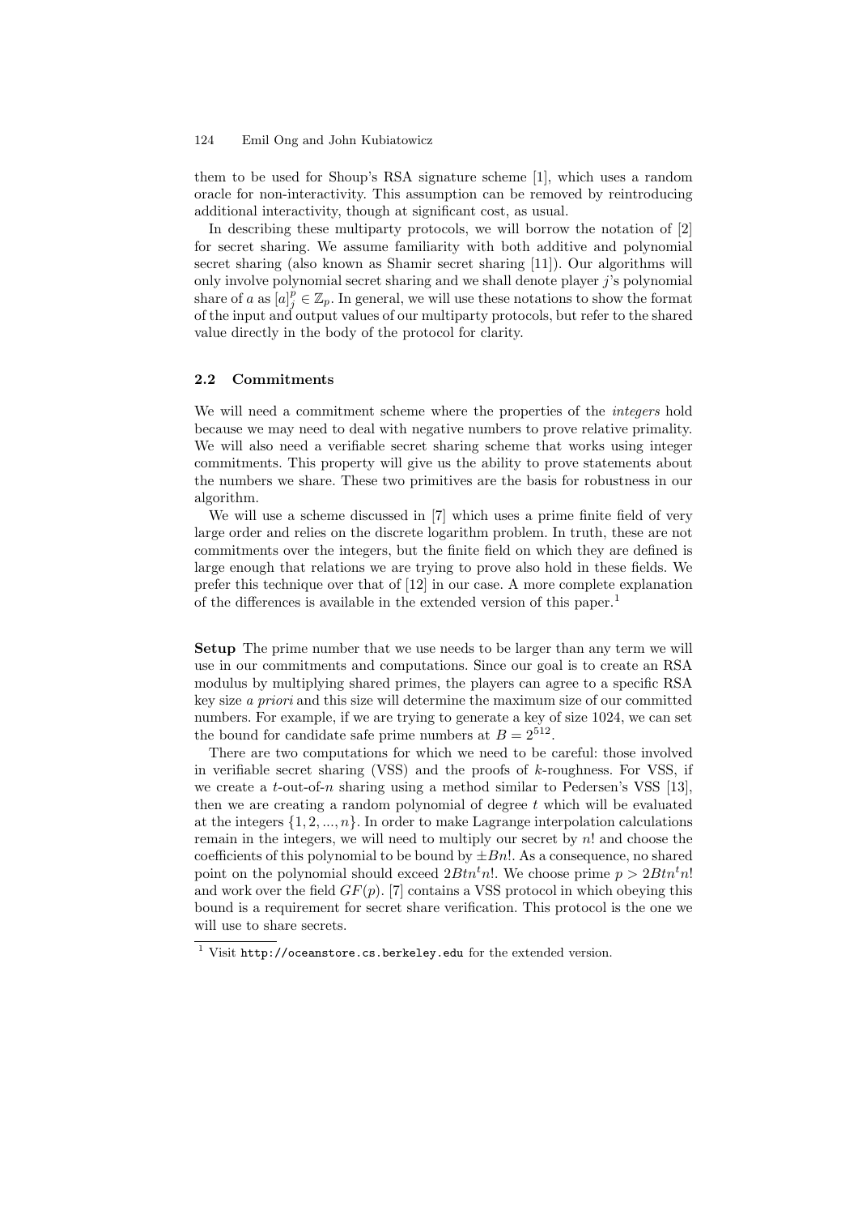them to be used for Shoup's RSA signature scheme [1], which uses a random oracle for non-interactivity. This assumption can be removed by reintroducing additional interactivity, though at significant cost, as usual.

In describing these multiparty protocols, we will borrow the notation of [2] for secret sharing. We assume familiarity with both additive and polynomial secret sharing (also known as Shamir secret sharing [11]). Our algorithms will only involve polynomial secret sharing and we shall denote player $j$'s polynomial share of $a$ as $[a]_j^p \in \mathbb{Z}_p$. In general, we will use these notations to show the format of the input and output values of our multiparty protocols, but refer to the shared value directly in the body of the protocol for clarity.

### 2.2 Commitments

We will need a commitment scheme where the properties of the *integers* hold because we may need to deal with negative numbers to prove relative primality. We will also need a verifiable secret sharing scheme that works using integer commitments. This property will give us the ability to prove statements about the numbers we share. These two primitives are the basis for robustness in our algorithm.

We will use a scheme discussed in [7] which uses a prime finite field of very large order and relies on the discrete logarithm problem. In truth, these are not commitments over the integers, but the finite field on which they are defined is large enough that relations we are trying to prove also hold in these fields. We prefer this technique over that of [12] in our case. A more complete explanation of the differences is available in the extended version of this paper.[1]

**Setup** The prime number that we use needs to be larger than any term we will use in our commitments and computations. Since our goal is to create an RSA modulus by multiplying shared primes, the players can agree to a specific RSA key size *a priori* and this size will determine the maximum size of our committed numbers. For example, if we are trying to generate a key of size 1024, we can set the bound for candidate safe prime numbers at $B = 2^{512}$.

There are two computations for which we need to be careful: those involved in verifiable secret sharing (VSS) and the proofs of $k$-roughness. For VSS, if we create a $t$-out-of-$n$ sharing using a method similar to Pedersen's VSS [13], then we are creating a random polynomial of degree $t$ which will be evaluated at the integers $\{1, 2, ..., n\}$. In order to make Lagrange interpolation calculations remain in the integers, we will need to multiply our secret by $n!$ and choose the coefficients of this polynomial to be bound by $\pm Bn!$. As a consequence, no shared point on the polynomial should exceed $2Btn^t n!$. We choose prime $p > 2Btn^t n!$ and work over the field $GF(p)$. [7] contains a VSS protocol in which obeying this bound is a requirement for secret share verification. This protocol is the one we will use to share secrets.

[1] Visit `http://oceanstore.cs.berkeley.edu` for the extended version.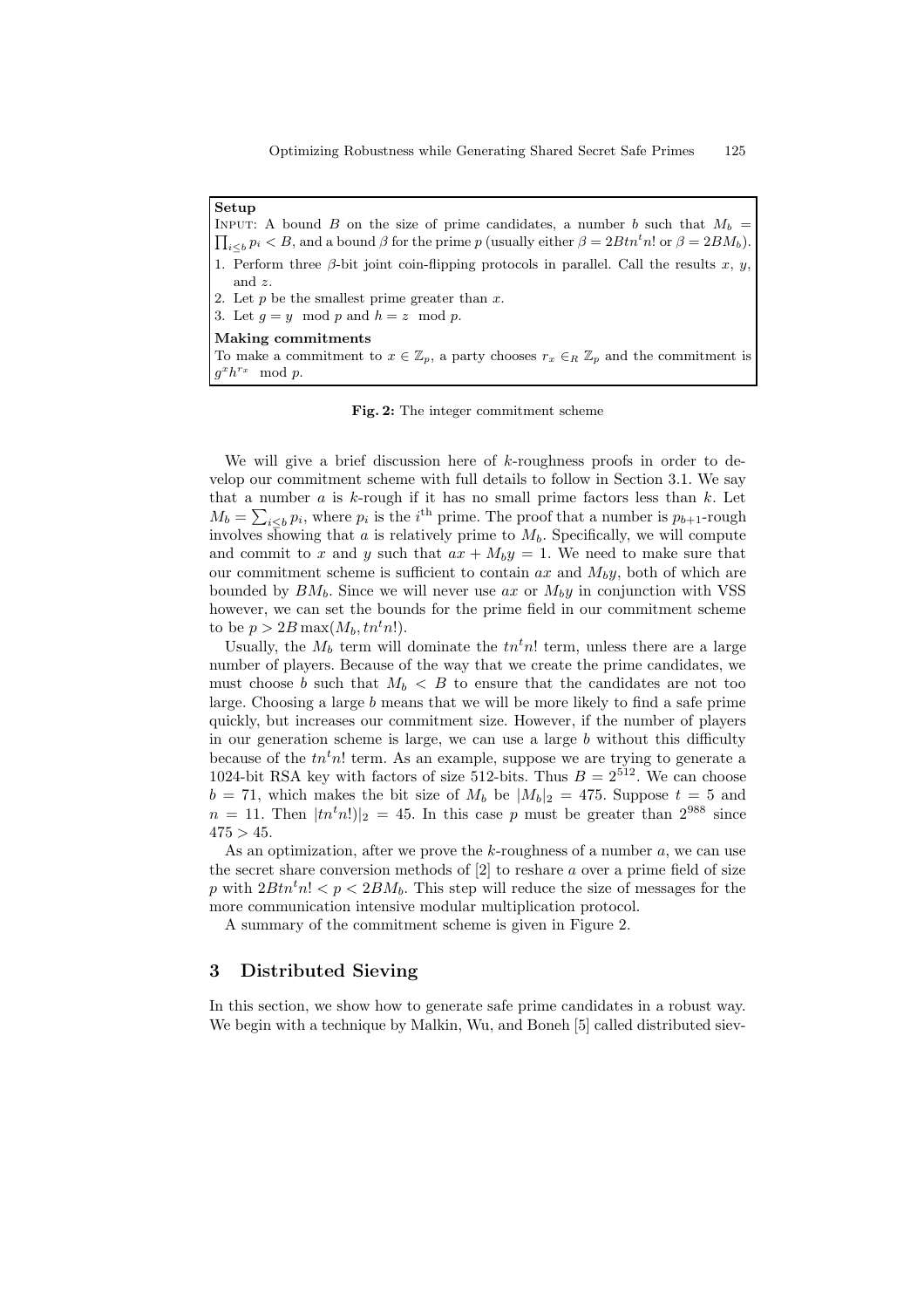**Setup**

Input: A bound $B$ on the size of prime candidates, a number $b$ such that $M_b = \prod_{i \leq b} p_i < B$, and a bound $\beta$ for the prime $p$ (usually either $\beta = 2Btn^t n!$ or $\beta = 2BM_b$).

1. Perform three $\beta$-bit joint coin-flipping protocols in parallel. Call the results $x$, $y$, and $z$.
2. Let $p$ be the smallest prime greater than $x$.
3. Let $g = y \mod p$ and $h = z \mod p$.

**Making commitments**

To make a commitment to $x \in \mathbb{Z}_p$, a party chooses $r_x \in_R \mathbb{Z}_p$ and the commitment is $g^x h^{r_x} \mod p$.

**Fig. 2:** The integer commitment scheme

We will give a brief discussion here of $k$-roughness proofs in order to develop our commitment scheme with full details to follow in Section 3.1. We say that a number $a$ is $k$-rough if it has no small prime factors less than $k$. Let $M_b = \sum_{i \leq b} p_i$, where $p_i$ is the $i^{\text{th}}$ prime. The proof that a number is $p_{b+1}$-rough involves showing that $a$ is relatively prime to $M_b$. Specifically, we will compute and commit to $x$ and $y$ such that $ax + M_b y = 1$. We need to make sure that our commitment scheme is sufficient to contain $ax$ and $M_b y$, both of which are bounded by $BM_b$. Since we will never use $ax$ or $M_b y$ in conjunction with VSS however, we can set the bounds for the prime field in our commitment scheme to be $p > 2B \max(M_b, tn^t n!)$.

Usually, the $M_b$ term will dominate the $tn^t n!$ term, unless there are a large number of players. Because of the way that we create the prime candidates, we must choose $b$ such that $M_b < B$ to ensure that the candidates are not too large. Choosing a large $b$ means that we will be more likely to find a safe prime quickly, but increases our commitment size. However, if the number of players in our generation scheme is large, we can use a large $b$ without this difficulty because of the $tn^t n!$ term. As an example, suppose we are trying to generate a 1024-bit RSA key with factors of size 512-bits. Thus $B = 2^{512}$. We can choose $b = 71$, which makes the bit size of $M_b$ be $|M_b|_2 = 475$. Suppose $t = 5$ and $n = 11$. Then $|tn^t n!)|_2 = 45$. In this case $p$ must be greater than $2^{988}$ since $475 > 45$.

As an optimization, after we prove the $k$-roughness of a number $a$, we can use the secret share conversion methods of [2] to reshare $a$ over a prime field of size $p$ with $2Btn^t n! < p < 2BM_b$. This step will reduce the size of messages for the more communication intensive modular multiplication protocol.

A summary of the commitment scheme is given in Figure 2.

## 3 Distributed Sieving

In this section, we show how to generate safe prime candidates in a robust way. We begin with a technique by Malkin, Wu, and Boneh [5] called distributed siev-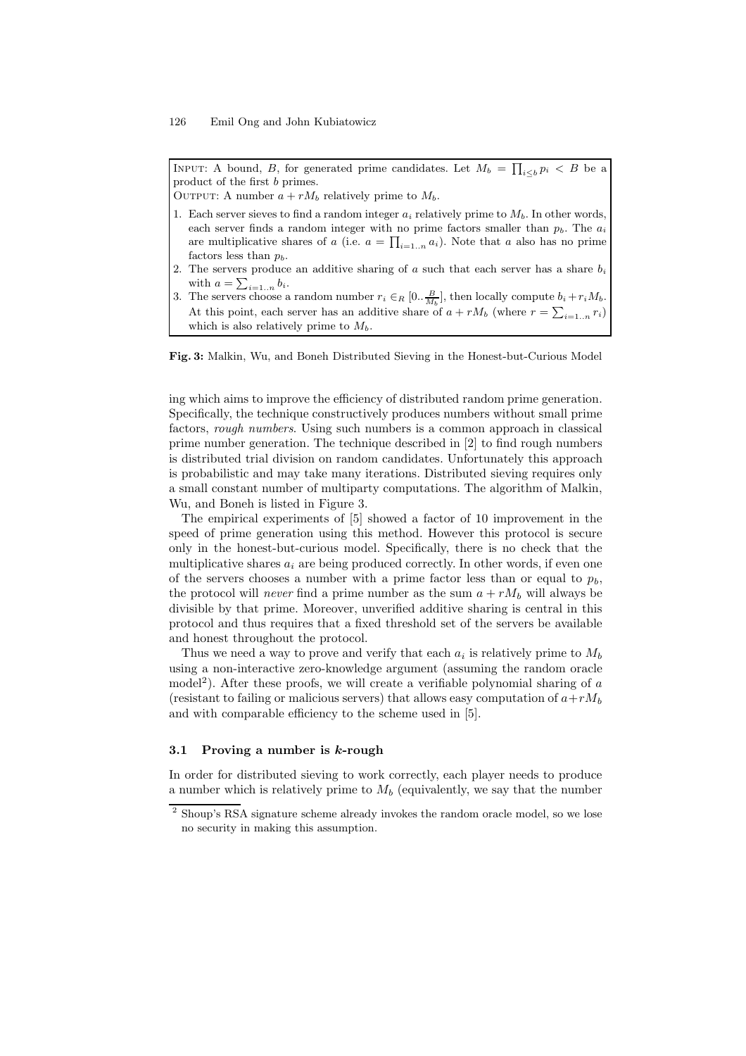INPUT: A bound, $B$, for generated prime candidates. Let $M_b = \prod_{i \le b} p_i < B$ be a product of the first $b$ primes.

OUTPUT: A number $a + rM_b$ relatively prime to $M_b$.

1. Each server sieves to find a random integer $a_i$ relatively prime to $M_b$. In other words, each server finds a random integer with no prime factors smaller than $p_b$. The $a_i$ are multiplicative shares of $a$ (i.e. $a = \prod_{i=1..n} a_i$). Note that $a$ also has no prime factors less than $p_b$.
2. The servers produce an additive sharing of $a$ such that each server has a share $b_i$ with $a = \sum_{i=1..n} b_i$.
3. The servers choose a random number $r_i \in_R [0..\frac{B}{M_b}]$, then locally compute $b_i + r_i M_b$. At this point, each server has an additive share of $a + rM_b$ (where $r = \sum_{i=1..n} r_i$) which is also relatively prime to $M_b$.

**Fig. 3:** Malkin, Wu, and Boneh Distributed Sieving in the Honest-but-Curious Model

ing which aims to improve the efficiency of distributed random prime generation. Specifically, the technique constructively produces numbers without small prime factors, *rough numbers*. Using such numbers is a common approach in classical prime number generation. The technique described in [2] to find rough numbers is distributed trial division on random candidates. Unfortunately this approach is probabilistic and may take many iterations. Distributed sieving requires only a small constant number of multiparty computations. The algorithm of Malkin, Wu, and Boneh is listed in Figure 3.

The empirical experiments of [5] showed a factor of 10 improvement in the speed of prime generation using this method. However this protocol is secure only in the honest-but-curious model. Specifically, there is no check that the multiplicative shares $a_i$ are being produced correctly. In other words, if even one of the servers chooses a number with a prime factor less than or equal to $p_b$, the protocol will *never* find a prime number as the sum $a + rM_b$ will always be divisible by that prime. Moreover, unverified additive sharing is central in this protocol and thus requires that a fixed threshold set of the servers be available and honest throughout the protocol.

Thus we need a way to prove and verify that each $a_i$ is relatively prime to $M_b$ using a non-interactive zero-knowledge argument (assuming the random oracle model[2]). After these proofs, we will create a verifiable polynomial sharing of $a$ (resistant to failing or malicious servers) that allows easy computation of $a + rM_b$ and with comparable efficiency to the scheme used in [5].

### 3.1 Proving a number is $k$-rough

In order for distributed sieving to work correctly, each player needs to produce a number which is relatively prime to $M_b$ (equivalently, we say that the number

[2] Shoup's RSA signature scheme already invokes the random oracle model, so we lose no security in making this assumption.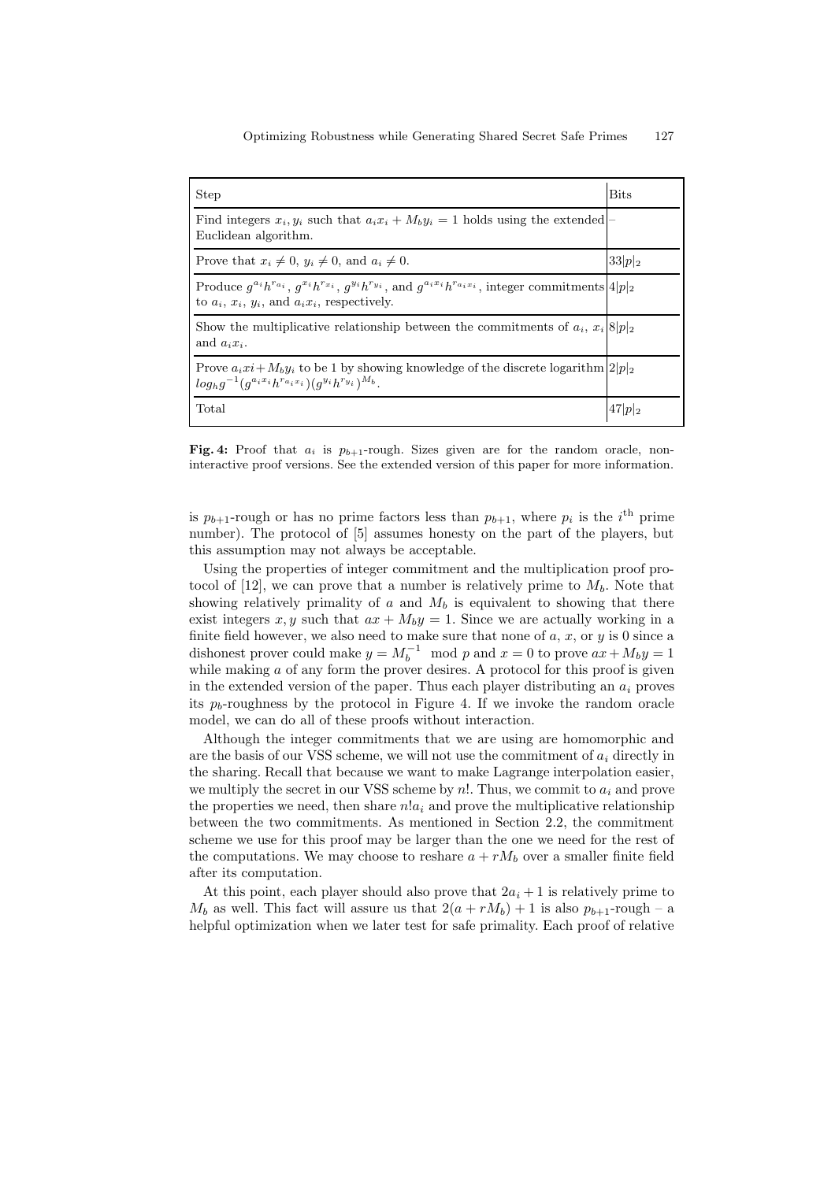| Step | Bits |
| --- | --- |
| Find integers $x_i, y_i$ such that $a_i x_i + M_b y_i = 1$ holds using the extended Euclidean algorithm. | – |
| Prove that $x_i \neq 0$, $y_i \neq 0$, and $a_i \neq 0$. | $33\|p\|_2$ |
| Produce $g^{a_i}h^{r_{a_i}}$, $g^{x_i}h^{r_{x_i}}$, $g^{y_i}h^{r_{y_i}}$, and $g^{a_i x_i}h^{r_{a_i x_i}}$, integer commitments to $a_i$, $x_i$, $y_i$, and $a_i x_i$, respectively. | $4\|p\|_2$ |
| Show the multiplicative relationship between the commitments of $a_i$, $x_i$ and $a_i x_i$. | $8\|p\|_2$ |
| Prove $a_i xi + M_b y_i$ to be 1 by showing knowledge of the discrete logarithm $log_h g^{-1}(g^{a_i x_i}h^{r_{a_i x_i}})(g^{y_i}h^{r_{y_i}})^{M_b}$. | $2\|p\|_2$ |
| Total | $47\|p\|_2$ |

**Fig. 4:** Proof that $a_i$ is $p_{b+1}$-rough. Sizes given are for the random oracle, non-interactive proof versions. See the extended version of this paper for more information.

is $p_{b+1}$-rough or has no prime factors less than $p_{b+1}$, where $p_i$ is the $i^{\text{th}}$ prime number). The protocol of [5] assumes honesty on the part of the players, but this assumption may not always be acceptable.

Using the properties of integer commitment and the multiplication proof protocol of [12], we can prove that a number is relatively prime to $M_b$. Note that showing relatively primality of $a$ and $M_b$ is equivalent to showing that there exist integers $x, y$ such that $ax + M_b y = 1$. Since we are actually working in a finite field however, we also need to make sure that none of $a$, $x$, or $y$ is 0 since a dishonest prover could make $y = M_b^{-1} \mod p$ and $x = 0$ to prove $ax + M_b y = 1$ while making $a$ of any form the prover desires. A protocol for this proof is given in the extended version of the paper. Thus each player distributing an $a_i$ proves its $p_b$-roughness by the protocol in Figure 4. If we invoke the random oracle model, we can do all of these proofs without interaction.

Although the integer commitments that we are using are homomorphic and are the basis of our VSS scheme, we will not use the commitment of $a_i$ directly in the sharing. Recall that because we want to make Lagrange interpolation easier, we multiply the secret in our VSS scheme by $n!$. Thus, we commit to $a_i$ and prove the properties we need, then share $n!a_i$ and prove the multiplicative relationship between the two commitments. As mentioned in Section 2.2, the commitment scheme we use for this proof may be larger than the one we need for the rest of the computations. We may choose to reshare $a + rM_b$ over a smaller finite field after its computation.

At this point, each player should also prove that $2a_i + 1$ is relatively prime to $M_b$ as well. This fact will assure us that $2(a + rM_b) + 1$ is also $p_{b+1}$-rough – a helpful optimization when we later test for safe primality. Each proof of relative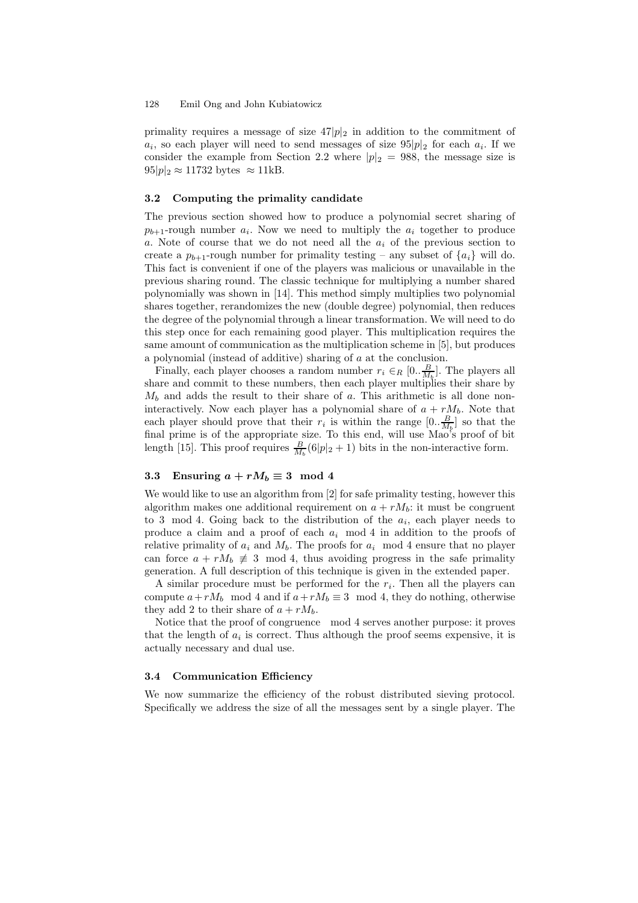primality requires a message of size $47|p|_2$ in addition to the commitment of $a_i$, so each player will need to send messages of size $95|p|_2$ for each $a_i$. If we consider the example from Section 2.2 where $|p|_2 = 988$, the message size is $95|p|_2 \approx 11732$ bytes $\approx 11$kB.

### 3.2 Computing the primality candidate

The previous section showed how to produce a polynomial secret sharing of $p_{b+1}$-rough number $a_i$. Now we need to multiply the $a_i$ together to produce $a$. Note of course that we do not need all the $a_i$ of the previous section to create a $p_{b+1}$-rough number for primality testing – any subset of $\{a_i\}$ will do. This fact is convenient if one of the players was malicious or unavailable in the previous sharing round. The classic technique for multiplying a number shared polynomially was shown in [14]. This method simply multiplies two polynomial shares together, rerandomizes the new (double degree) polynomial, then reduces the degree of the polynomial through a linear transformation. We will need to do this step once for each remaining good player. This multiplication requires the same amount of communication as the multiplication scheme in [5], but produces a polynomial (instead of additive) sharing of $a$ at the conclusion.

Finally, each player chooses a random number $r_i \in_R [0..\frac{B}{M_b}]$. The players all share and commit to these numbers, then each player multiplies their share by $M_b$ and adds the result to their share of $a$. This arithmetic is all done non-interactively. Now each player has a polynomial share of $a + rM_b$. Note that each player should prove that their $r_i$ is within the range $[0..\frac{B}{M_b}]$ so that the final prime is of the appropriate size. To this end, will use Mao's proof of bit length [15]. This proof requires $\frac{B}{M_b}(6|p|_2 + 1)$ bits in the non-interactive form.

### 3.3 Ensuring $a + rM_b \equiv 3 \mod 4$

We would like to use an algorithm from [2] for safe primality testing, however this algorithm makes one additional requirement on $a + rM_b$: it must be congruent to $3 \mod 4$. Going back to the distribution of the $a_i$, each player needs to produce a claim and a proof of each $a_i \mod 4$ in addition to the proofs of relative primality of $a_i$ and $M_b$. The proofs for $a_i \mod 4$ ensure that no player can force $a + rM_b \not\equiv 3 \mod 4$, thus avoiding progress in the safe primality generation. A full description of this technique is given in the extended paper.

A similar procedure must be performed for the $r_i$. Then all the players can compute $a + rM_b \mod 4$ and if $a + rM_b \equiv 3 \mod 4$, they do nothing, otherwise they add 2 to their share of $a + rM_b$.

Notice that the proof of congruence $\mod 4$ serves another purpose: it proves that the length of $a_i$ is correct. Thus although the proof seems expensive, it is actually necessary and dual use.

### 3.4 Communication Efficiency

We now summarize the efficiency of the robust distributed sieving protocol. Specifically we address the size of all the messages sent by a single player. The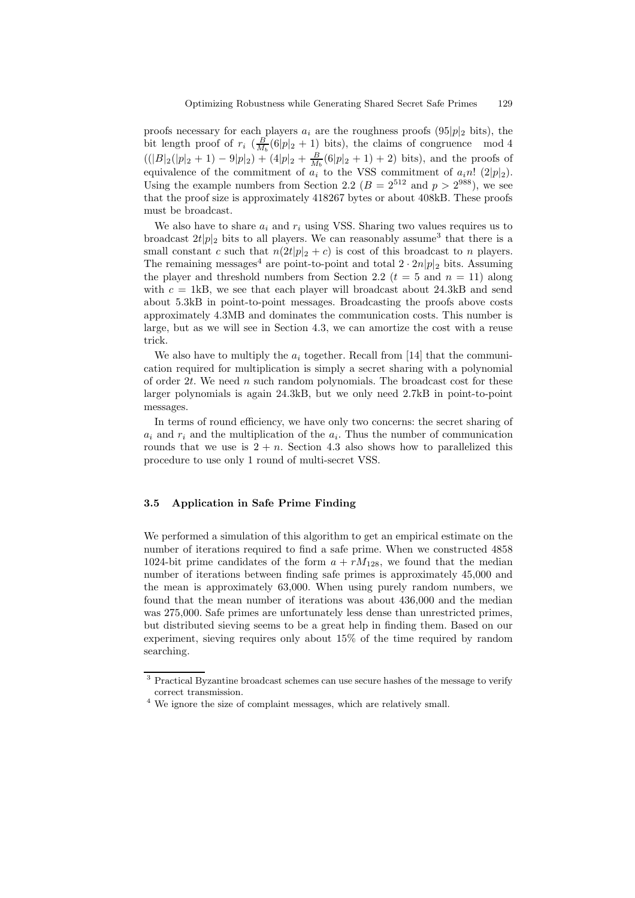proofs necessary for each players $a_i$ are the roughness proofs ($95|p|_2$ bits), the bit length proof of $r_i$ ($\frac{B}{M_b}(6|p|_2 + 1)$ bits), the claims of congruence $\mod 4$ $((|B|_2(|p|_2 + 1) - 9|p|_2) + (4|p|_2 + \frac{B}{M_b}(6|p|_2 + 1) + 2)$ bits), and the proofs of equivalence of the commitment of $a_i$ to the VSS commitment of $a_i n!$ ($2|p|_2$). Using the example numbers from Section 2.2 ($B = 2^{512}$ and $p > 2^{988}$), we see that the proof size is approximately 418267 bytes or about 408kB. These proofs must be broadcast.

We also have to share $a_i$ and $r_i$ using VSS. Sharing two values requires us to broadcast $2t|p|_2$ bits to all players. We can reasonably assume[3] that there is a small constant $c$ such that $n(2t|p|_2 + c)$ is cost of this broadcast to $n$ players. The remaining messages[4] are point-to-point and total $2 \cdot 2n|p|_2$ bits. Assuming the player and threshold numbers from Section 2.2 ($t = 5$ and $n = 11$) along with $c = 1$kB, we see that each player will broadcast about 24.3kB and send about 5.3kB in point-to-point messages. Broadcasting the proofs above costs approximately 4.3MB and dominates the communication costs. This number is large, but as we will see in Section 4.3, we can amortize the cost with a reuse trick.

We also have to multiply the $a_i$ together. Recall from [14] that the communication required for multiplication is simply a secret sharing with a polynomial of order $2t$. We need $n$ such random polynomials. The broadcast cost for these larger polynomials is again 24.3kB, but we only need 2.7kB in point-to-point messages.

In terms of round efficiency, we have only two concerns: the secret sharing of $a_i$ and $r_i$ and the multiplication of the $a_i$. Thus the number of communication rounds that we use is $2 + n$. Section 4.3 also shows how to parallelized this procedure to use only 1 round of multi-secret VSS.

### 3.5 Application in Safe Prime Finding

We performed a simulation of this algorithm to get an empirical estimate on the number of iterations required to find a safe prime. When we constructed 4858 1024-bit prime candidates of the form $a + rM_{128}$, we found that the median number of iterations between finding safe primes is approximately 45,000 and the mean is approximately 63,000. When using purely random numbers, we found that the mean number of iterations was about 436,000 and the median was 275,000. Safe primes are unfortunately less dense than unrestricted primes, but distributed sieving seems to be a great help in finding them. Based on our experiment, sieving requires only about 15% of the time required by random searching.

---

[3] Practical Byzantine broadcast schemes can use secure hashes of the message to verify correct transmission.

[4] We ignore the size of complaint messages, which are relatively small.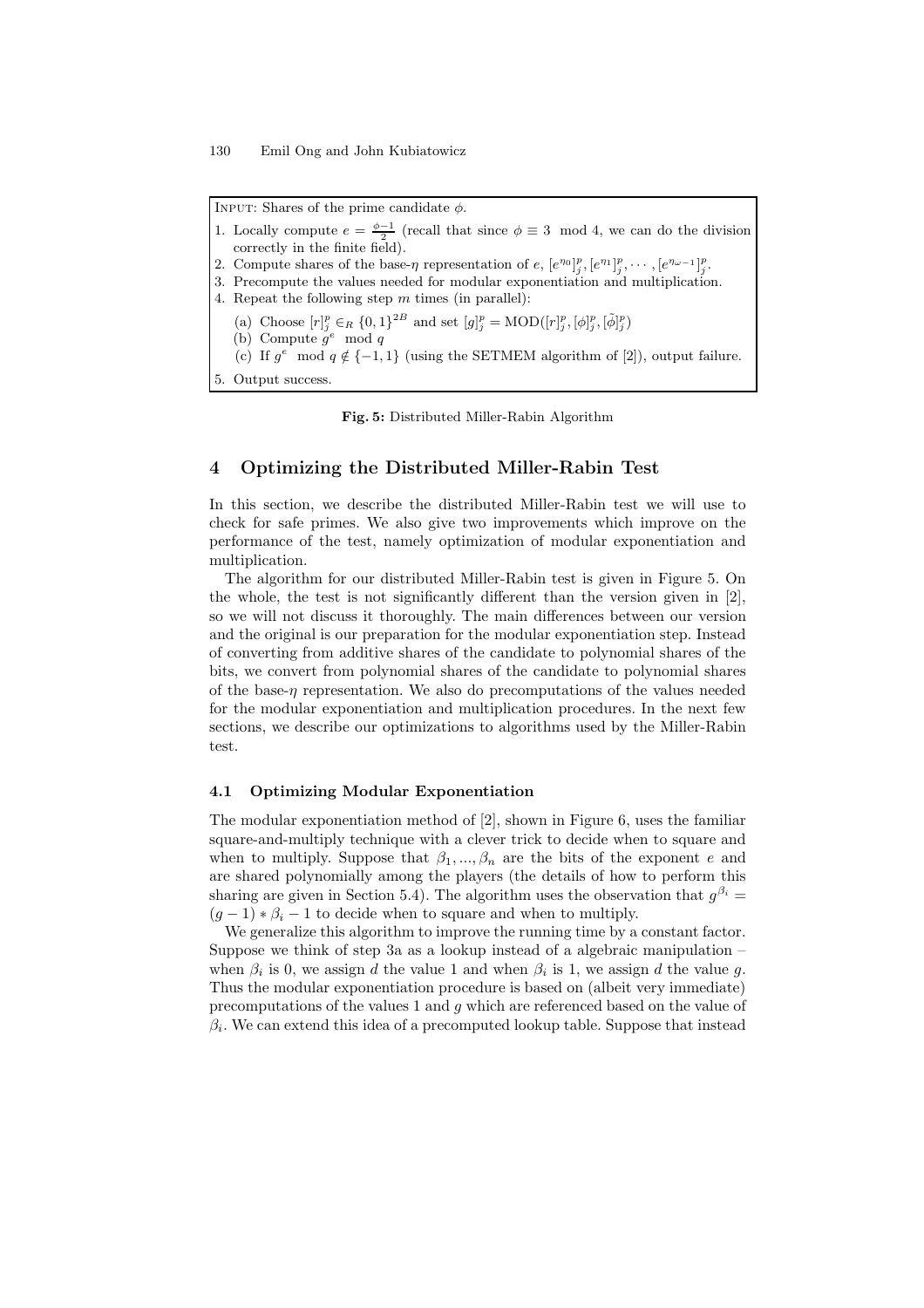INPUT: Shares of the prime candidate $\phi$.

1. Locally compute $e = \frac{\phi-1}{2}$ (recall that since $\phi \equiv 3 \mod 4$, we can do the division correctly in the finite field).
2. Compute shares of the base-$\eta$ representation of $e$, $[e^{\eta_0}]_j^p, [e^{\eta_1}]_j^p, \cdots, [e^{\eta_{\omega-1}}]_j^p$.
3. Precompute the values needed for modular exponentiation and multiplication.
4. Repeat the following step $m$ times (in parallel):
   (a) Choose $[r]_j^p \in_R \{0,1\}^{2B}$ and set $[g]_j^p = \text{MOD}([r]_j^p, [\phi]_j^p, [\tilde{\phi}]_j^p)$
   (b) Compute $g^e \mod q$
   (c) If $g^e \mod q \notin \{-1, 1\}$ (using the SETMEM algorithm of [2]), output failure.
5. Output success.

**Fig. 5:** Distributed Miller-Rabin Algorithm

## 4 Optimizing the Distributed Miller-Rabin Test

In this section, we describe the distributed Miller-Rabin test we will use to check for safe primes. We also give two improvements which improve on the performance of the test, namely optimization of modular exponentiation and multiplication.

The algorithm for our distributed Miller-Rabin test is given in Figure 5. On the whole, the test is not significantly different than the version given in [2], so we will not discuss it thoroughly. The main differences between our version and the original is our preparation for the modular exponentiation step. Instead of converting from additive shares of the candidate to polynomial shares of the bits, we convert from polynomial shares of the candidate to polynomial shares of the base-$\eta$ representation. We also do precomputations of the values needed for the modular exponentiation and multiplication procedures. In the next few sections, we describe our optimizations to algorithms used by the Miller-Rabin test.

### 4.1 Optimizing Modular Exponentiation

The modular exponentiation method of [2], shown in Figure 6, uses the familiar square-and-multiply technique with a clever trick to decide when to square and when to multiply. Suppose that $\beta_1, ..., \beta_n$ are the bits of the exponent $e$ and are shared polynomially among the players (the details of how to perform this sharing are given in Section 5.4). The algorithm uses the observation that $g^{\beta_i} = (g-1) * \beta_i - 1$ to decide when to square and when to multiply.

We generalize this algorithm to improve the running time by a constant factor. Suppose we think of step 3a as a lookup instead of a algebraic manipulation – when $\beta_i$ is 0, we assign $d$ the value 1 and when $\beta_i$ is 1, we assign $d$ the value $g$. Thus the modular exponentiation procedure is based on (albeit very immediate) precomputations of the values 1 and $g$ which are referenced based on the value of $\beta_i$. We can extend this idea of a precomputed lookup table. Suppose that instead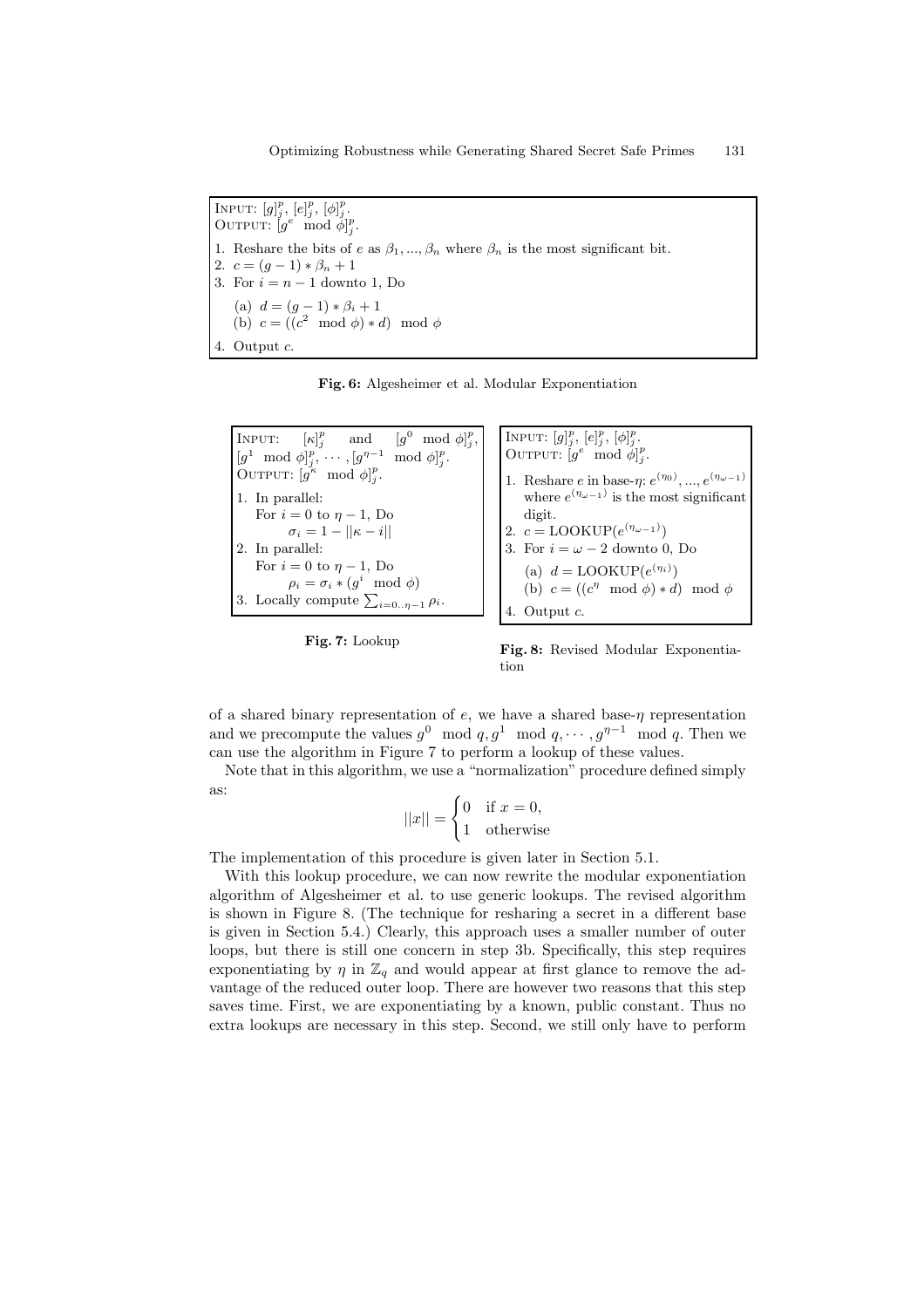INPUT: $[g]^p_j$, $[e]^p_j$, $[\phi]^p_j$.
OUTPUT: $[g^e \mod \phi]^p_j$.

1. Reshare the bits of $e$ as $\beta_1, ..., \beta_n$ where $\beta_n$ is the most significant bit.
2. $c = (g-1) * \beta_n + 1$
3. For $i = n-1$ downto 1, Do
   (a) $d = (g-1) * \beta_i + 1$
   (b) $c = ((c^2 \mod \phi) * d) \mod \phi$
4. Output $c$.

**Fig. 6:** Algesheimer et al. Modular Exponentiation

INPUT: $[\kappa]^p_j$ and $[g^0 \mod \phi]^p_j$, $[g^1 \mod \phi]^p_j, \cdots, [g^{\eta-1} \mod \phi]^p_j$.
OUTPUT: $[g^\kappa \mod \phi]^p_j$.

1. In parallel:
   For $i = 0$ to $\eta - 1$, Do
   $\sigma_i = 1 - ||\kappa - i||$
2. In parallel:
   For $i = 0$ to $\eta - 1$, Do
   $\rho_i = \sigma_i * (g^i \mod \phi)$
3. Locally compute $\sum_{i=0..\eta-1} \rho_i$.

**Fig. 7:** Lookup

INPUT: $[g]^p_j$, $[e]^p_j$, $[\phi]^p_j$.
OUTPUT: $[g^e \mod \phi]^p_j$.

1. Reshare $e$ in base-$\eta$: $e^{(\eta_0)}, ..., e^{(\eta_{\omega-1})}$ where $e^{(\eta_{\omega-1})}$ is the most significant digit.
2. $c = \text{LOOKUP}(e^{(\eta_{\omega-1})})$
3. For $i = \omega - 2$ downto 0, Do
   (a) $d = \text{LOOKUP}(e^{(\eta_i)})$
   (b) $c = ((c^\eta \mod \phi) * d) \mod \phi$
4. Output $c$.

**Fig. 8:** Revised Modular Exponentiation

of a shared binary representation of $e$, we have a shared base-$\eta$ representation and we precompute the values $g^0 \mod q, g^1 \mod q, \cdots, g^{\eta-1} \mod q$. Then we can use the algorithm in Figure 7 to perform a lookup of these values.

Note that in this algorithm, we use a "normalization" procedure defined simply as:

$$||x|| = \begin{cases} 0 & \text{if } x = 0, \\ 1 & \text{otherwise} \end{cases}$$

The implementation of this procedure is given later in Section 5.1.

With this lookup procedure, we can now rewrite the modular exponentiation algorithm of Algesheimer et al. to use generic lookups. The revised algorithm is shown in Figure 8. (The technique for resharing a secret in a different base is given in Section 5.4.) Clearly, this approach uses a smaller number of outer loops, but there is still one concern in step 3b. Specifically, this step requires exponentiating by $\eta$ in $\mathbb{Z}_q$ and would appear at first glance to remove the advantage of the reduced outer loop. There are however two reasons that this step saves time. First, we are exponentiating by a known, public constant. Thus no extra lookups are necessary in this step. Second, we still only have to perform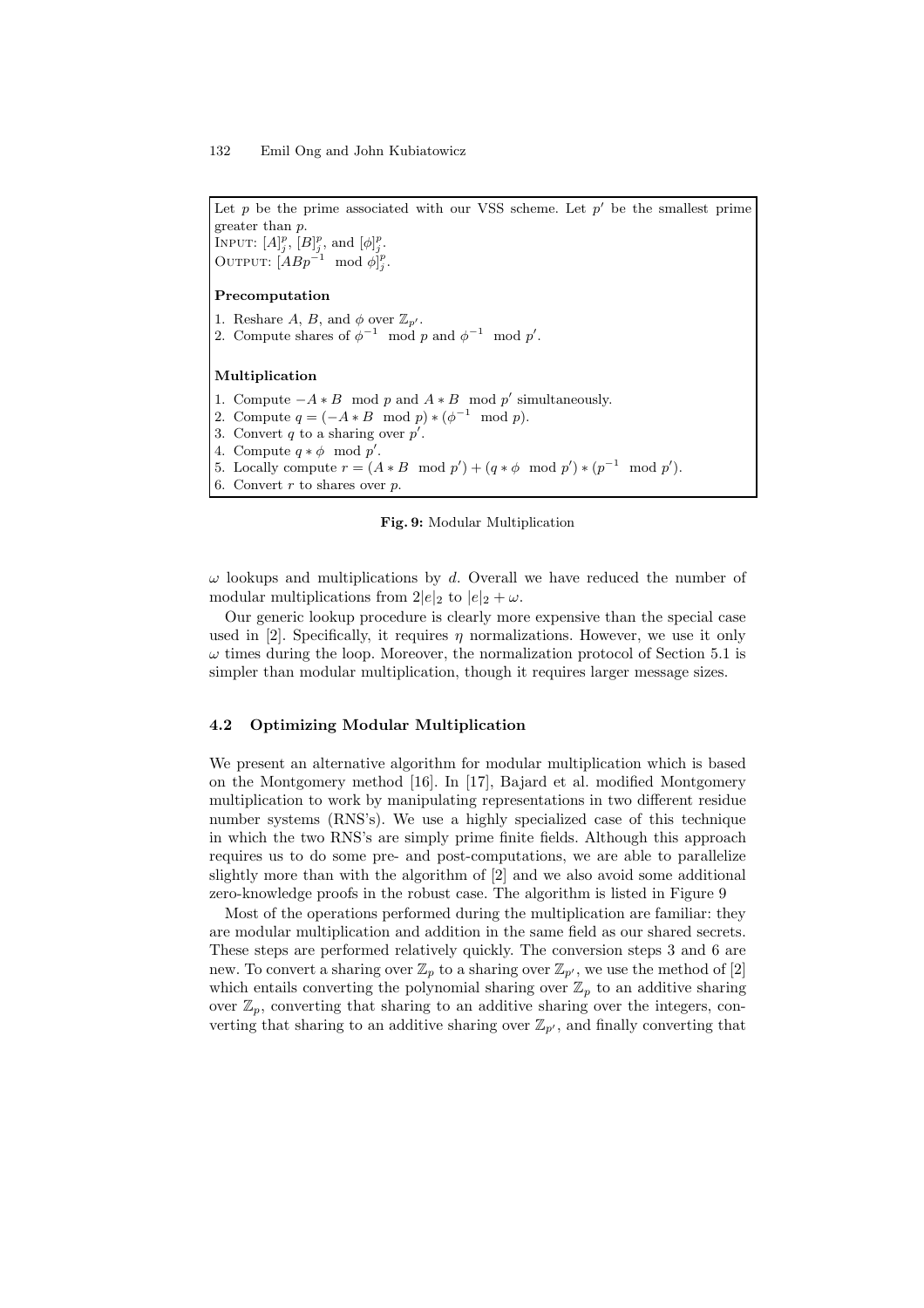Let $p$ be the prime associated with our VSS scheme. Let $p'$ be the smallest prime greater than $p$.
INPUT: $[A]_j^p$, $[B]_j^p$, and $[\phi]_j^p$.
OUTPUT: $[ABp^{-1} \mod \phi]_j^p$.

**Precomputation**

1. Reshare $A$, $B$, and $\phi$ over $\mathbb{Z}_{p'}$.
2. Compute shares of $\phi^{-1} \mod p$ and $\phi^{-1} \mod p'$.

**Multiplication**

1. Compute $-A * B \mod p$ and $A * B \mod p'$ simultaneously.
2. Compute $q = (-A * B \mod p) * (\phi^{-1} \mod p)$.
3. Convert $q$ to a sharing over $p'$.
4. Compute $q * \phi \mod p'$.
5. Locally compute $r = (A * B \mod p') + (q * \phi \mod p') * (p^{-1} \mod p')$.
6. Convert $r$ to shares over $p$.

**Fig. 9:** Modular Multiplication

$\omega$ lookups and multiplications by $d$. Overall we have reduced the number of modular multiplications from $2|e|_2$ to $|e|_2 + \omega$.

Our generic lookup procedure is clearly more expensive than the special case used in [2]. Specifically, it requires $\eta$ normalizations. However, we use it only $\omega$ times during the loop. Moreover, the normalization protocol of Section 5.1 is simpler than modular multiplication, though it requires larger message sizes.

### 4.2 Optimizing Modular Multiplication

We present an alternative algorithm for modular multiplication which is based on the Montgomery method [16]. In [17], Bajard et al. modified Montgomery multiplication to work by manipulating representations in two different residue number systems (RNS's). We use a highly specialized case of this technique in which the two RNS's are simply prime finite fields. Although this approach requires us to do some pre- and post-computations, we are able to parallelize slightly more than with the algorithm of [2] and we also avoid some additional zero-knowledge proofs in the robust case. The algorithm is listed in Figure 9

Most of the operations performed during the multiplication are familiar: they are modular multiplication and addition in the same field as our shared secrets. These steps are performed relatively quickly. The conversion steps 3 and 6 are new. To convert a sharing over $\mathbb{Z}_p$ to a sharing over $\mathbb{Z}_{p'}$, we use the method of [2] which entails converting the polynomial sharing over $\mathbb{Z}_p$ to an additive sharing over $\mathbb{Z}_p$, converting that sharing to an additive sharing over the integers, converting that sharing to an additive sharing over $\mathbb{Z}_{p'}$, and finally converting that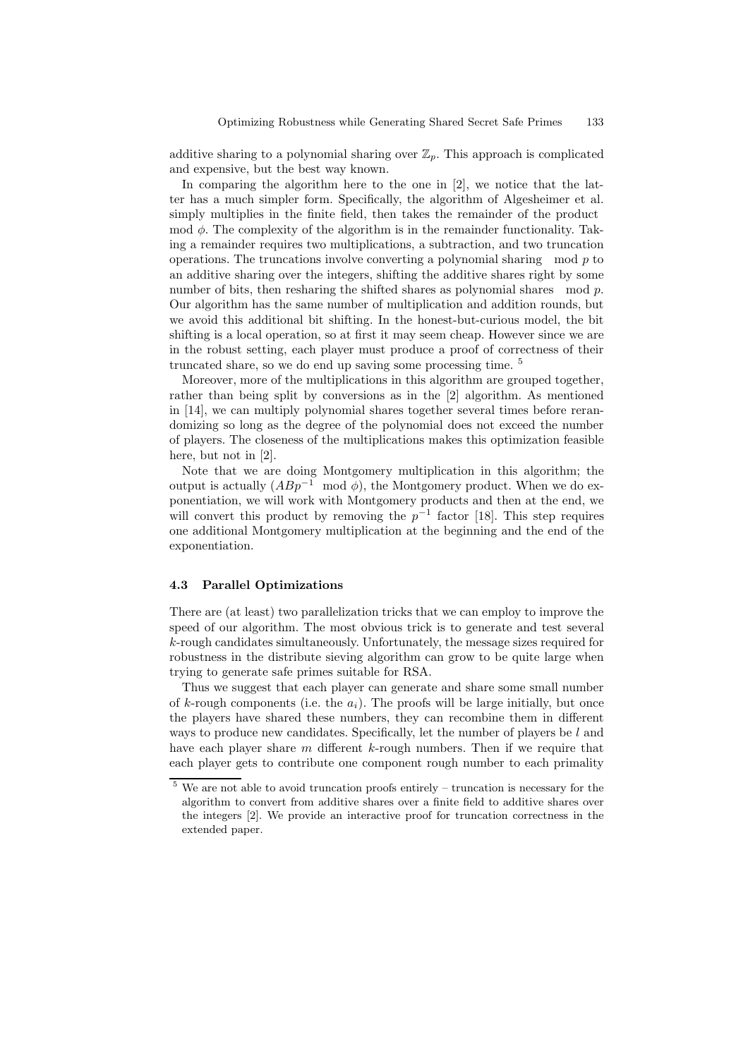additive sharing to a polynomial sharing over $\mathbb{Z}_p$. This approach is complicated and expensive, but the best way known.

In comparing the algorithm here to the one in [2], we notice that the latter has a much simpler form. Specifically, the algorithm of Algesheimer et al. simply multiplies in the finite field, then takes the remainder of the product $\bmod\ \phi$. The complexity of the algorithm is in the remainder functionality. Taking a remainder requires two multiplications, a subtraction, and two truncation operations. The truncations involve converting a polynomial sharing $\bmod\ p$ to an additive sharing over the integers, shifting the additive shares right by some number of bits, then resharing the shifted shares as polynomial shares $\bmod\ p$. Our algorithm has the same number of multiplication and addition rounds, but we avoid this additional bit shifting. In the honest-but-curious model, the bit shifting is a local operation, so at first it may seem cheap. However since we are in the robust setting, each player must produce a proof of correctness of their truncated share, so we do end up saving some processing time. [5]

Moreover, more of the multiplications in this algorithm are grouped together, rather than being split by conversions as in the [2] algorithm. As mentioned in [14], we can multiply polynomial shares together several times before rerandomizing so long as the degree of the polynomial does not exceed the number of players. The closeness of the multiplications makes this optimization feasible here, but not in [2].

Note that we are doing Montgomery multiplication in this algorithm; the output is actually $(ABp^{-1} \bmod \phi)$, the Montgomery product. When we do exponentiation, we will work with Montgomery products and then at the end, we will convert this product by removing the $p^{-1}$ factor [18]. This step requires one additional Montgomery multiplication at the beginning and the end of the exponentiation.

### 4.3 Parallel Optimizations

There are (at least) two parallelization tricks that we can employ to improve the speed of our algorithm. The most obvious trick is to generate and test several $k$-rough candidates simultaneously. Unfortunately, the message sizes required for robustness in the distribute sieving algorithm can grow to be quite large when trying to generate safe primes suitable for RSA.

Thus we suggest that each player can generate and share some small number of $k$-rough components (i.e. the $a_i$). The proofs will be large initially, but once the players have shared these numbers, they can recombine them in different ways to produce new candidates. Specifically, let the number of players be $l$ and have each player share $m$ different $k$-rough numbers. Then if we require that each player gets to contribute one component rough number to each primality

[5] We are not able to avoid truncation proofs entirely – truncation is necessary for the algorithm to convert from additive shares over a finite field to additive shares over the integers [2]. We provide an interactive proof for truncation correctness in the extended paper.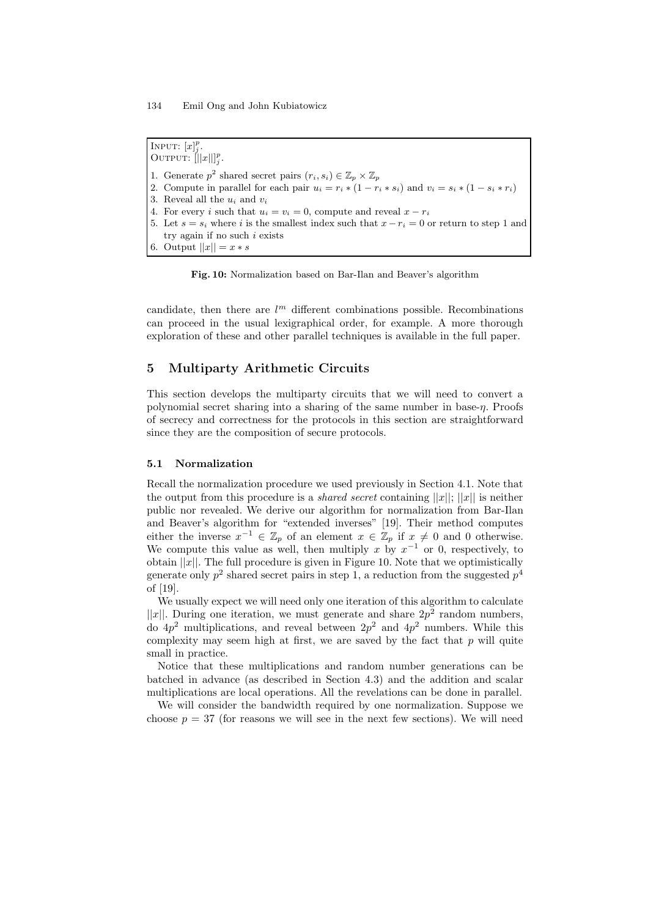INPUT: $[x]_j^p$.
OUTPUT: $[||x||]_j^p$.

1. Generate $p^2$ shared secret pairs $(r_i, s_i) \in \mathbb{Z}_p \times \mathbb{Z}_p$
2. Compute in parallel for each pair $u_i = r_i * (1 - r_i * s_i)$ and $v_i = s_i * (1 - s_i * r_i)$
3. Reveal all the $u_i$ and $v_i$
4. For every $i$ such that $u_i = v_i = 0$, compute and reveal $x - r_i$
5. Let $s = s_i$ where $i$ is the smallest index such that $x - r_i = 0$ or return to step 1 and try again if no such $i$ exists
6. Output $||x|| = x * s$

**Fig. 10:** Normalization based on Bar-Ilan and Beaver's algorithm

candidate, then there are $l^m$ different combinations possible. Recombinations can proceed in the usual lexigraphical order, for example. A more thorough exploration of these and other parallel techniques is available in the full paper.

## 5 Multiparty Arithmetic Circuits

This section develops the multiparty circuits that we will need to convert a polynomial secret sharing into a sharing of the same number in base-$\eta$. Proofs of secrecy and correctness for the protocols in this section are straightforward since they are the composition of secure protocols.

### 5.1 Normalization

Recall the normalization procedure we used previously in Section 4.1. Note that the output from this procedure is a *shared secret* containing $||x||$; $||x||$ is neither public nor revealed. We derive our algorithm for normalization from Bar-Ilan and Beaver's algorithm for "extended inverses" [19]. Their method computes either the inverse $x^{-1} \in \mathbb{Z}_p$ of an element $x \in \mathbb{Z}_p$ if $x \neq 0$ and 0 otherwise. We compute this value as well, then multiply $x$ by $x^{-1}$ or 0, respectively, to obtain $||x||$. The full procedure is given in Figure 10. Note that we optimistically generate only $p^2$ shared secret pairs in step 1, a reduction from the suggested $p^4$ of [19].

We usually expect we will need only one iteration of this algorithm to calculate $||x||$. During one iteration, we must generate and share $2p^2$ random numbers, do $4p^2$ multiplications, and reveal between $2p^2$ and $4p^2$ numbers. While this complexity may seem high at first, we are saved by the fact that $p$ will quite small in practice.

Notice that these multiplications and random number generations can be batched in advance (as described in Section 4.3) and the addition and scalar multiplications are local operations. All the revelations can be done in parallel.

We will consider the bandwidth required by one normalization. Suppose we choose $p = 37$ (for reasons we will see in the next few sections). We will need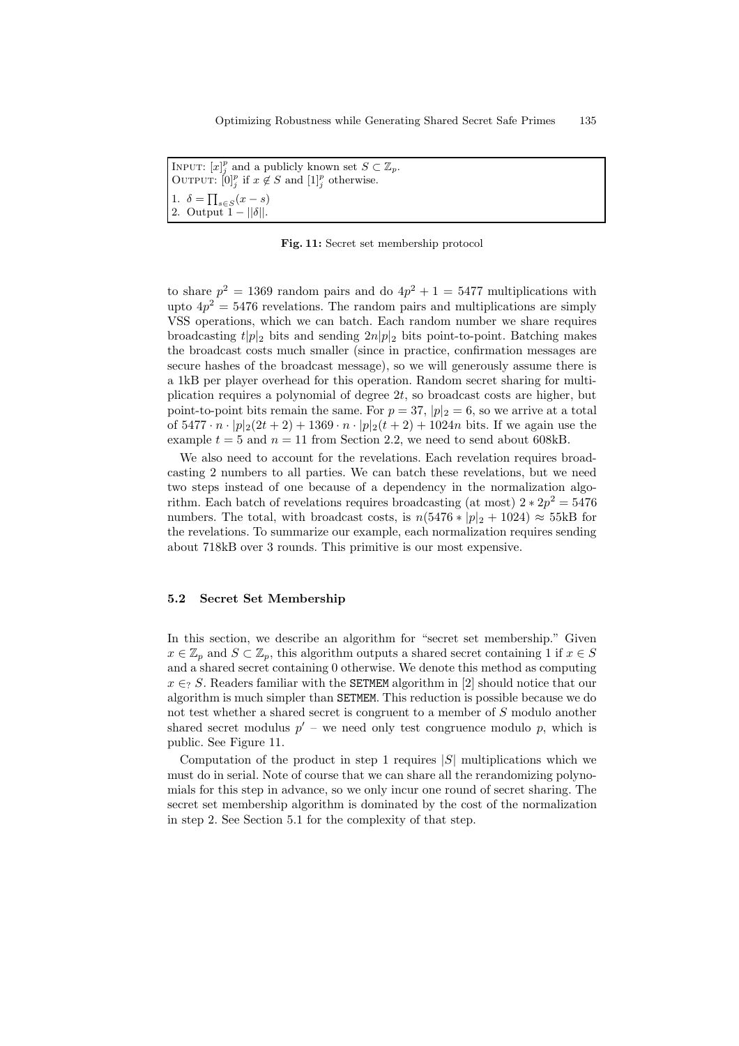INPUT: $[x]_j^p$ and a publicly known set $S \subset \mathbb{Z}_p$.
OUTPUT: $[0]_j^p$ if $x \notin S$ and $[1]_j^p$ otherwise.

1. $\delta = \prod_{s \in S}(x - s)$
2. Output $1 - ||\delta||$.

**Fig. 11:** Secret set membership protocol

to share $p^2 = 1369$ random pairs and do $4p^2 + 1 = 5477$ multiplications with upto $4p^2 = 5476$ revelations. The random pairs and multiplications are simply VSS operations, which we can batch. Each random number we share requires broadcasting $t|p|_2$ bits and sending $2n|p|_2$ bits point-to-point. Batching makes the broadcast costs much smaller (since in practice, confirmation messages are secure hashes of the broadcast message), so we will generously assume there is a 1kB per player overhead for this operation. Random secret sharing for multiplication requires a polynomial of degree $2t$, so broadcast costs are higher, but point-to-point bits remain the same. For $p = 37$, $|p|_2 = 6$, so we arrive at a total of $5477 \cdot n \cdot |p|_2(2t + 2) + 1369 \cdot n \cdot |p|_2(t + 2) + 1024n$ bits. If we again use the example $t = 5$ and $n = 11$ from Section 2.2, we need to send about 608kB.

We also need to account for the revelations. Each revelation requires broadcasting 2 numbers to all parties. We can batch these revelations, but we need two steps instead of one because of a dependency in the normalization algorithm. Each batch of revelations requires broadcasting (at most) $2 * 2p^2 = 5476$ numbers. The total, with broadcast costs, is $n(5476 * |p|_2 + 1024) \approx 55$kB for the revelations. To summarize our example, each normalization requires sending about 718kB over 3 rounds. This primitive is our most expensive.

### 5.2 Secret Set Membership

In this section, we describe an algorithm for "secret set membership." Given $x \in \mathbb{Z}_p$ and $S \subset \mathbb{Z}_p$, this algorithm outputs a shared secret containing 1 if $x \in S$ and a shared secret containing 0 otherwise. We denote this method as computing $x \in_? S$. Readers familiar with the `SETMEM` algorithm in [2] should notice that our algorithm is much simpler than `SETMEM`. This reduction is possible because we do not test whether a shared secret is congruent to a member of $S$ modulo another shared secret modulus $p'$ – we need only test congruence modulo $p$, which is public. See Figure 11.

Computation of the product in step 1 requires $|S|$ multiplications which we must do in serial. Note of course that we can share all the rerandomizing polynomials for this step in advance, so we only incur one round of secret sharing. The secret set membership algorithm is dominated by the cost of the normalization in step 2. See Section 5.1 for the complexity of that step.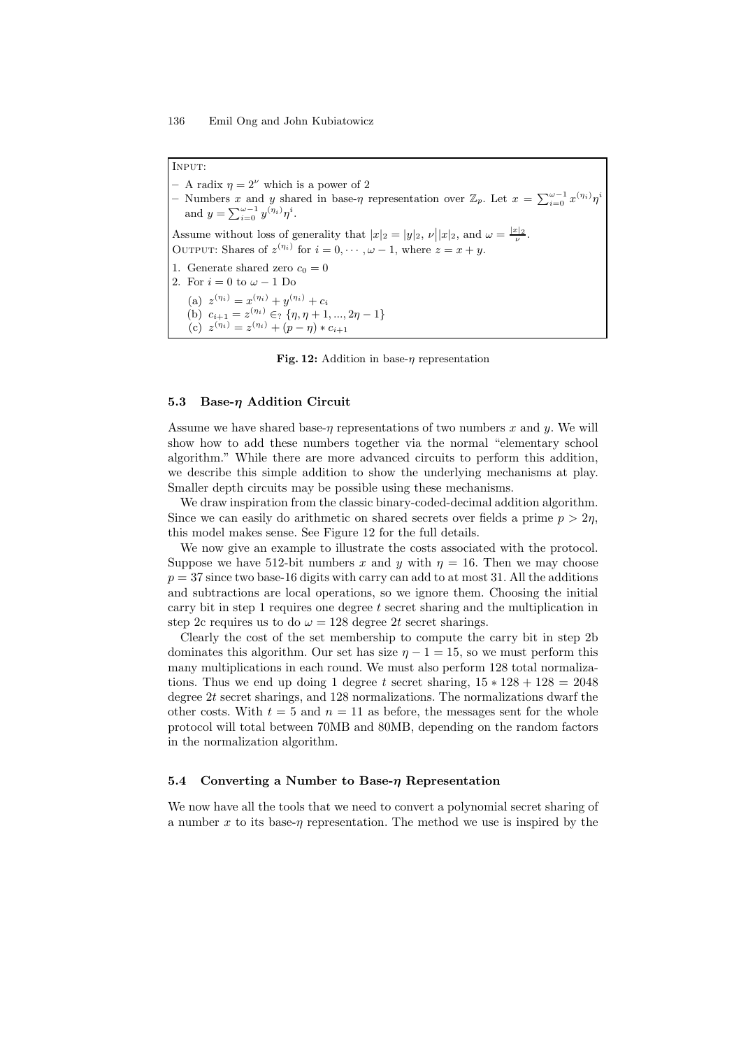INPUT:

- A radix $\eta = 2^\nu$ which is a power of 2
- Numbers $x$ and $y$ shared in base-$\eta$ representation over $\mathbb{Z}_p$. Let $x = \sum_{i=0}^{\omega-1} x^{(\eta_i)} \eta^i$ and $y = \sum_{i=0}^{\omega-1} y^{(\eta_i)} \eta^i$.

Assume without loss of generality that $|x|_2 = |y|_2$, $\nu \big| |x|_2$, and $\omega = \frac{|x|_2}{\nu}$.

OUTPUT: Shares of $z^{(\eta_i)}$ for $i = 0, \cdots, \omega - 1$, where $z = x + y$.

1. Generate shared zero $c_0 = 0$
2. For $i = 0$ to $\omega - 1$ Do
   (a) $z^{(\eta_i)} = x^{(\eta_i)} + y^{(\eta_i)} + c_i$
   (b) $c_{i+1} = z^{(\eta_i)} \in_? \{\eta, \eta + 1, ..., 2\eta - 1\}$
   (c) $z^{(\eta_i)} = z^{(\eta_i)} + (p - \eta) * c_{i+1}$

**Fig. 12:** Addition in base-$\eta$ representation

### 5.3 Base-$\eta$ Addition Circuit

Assume we have shared base-$\eta$ representations of two numbers $x$ and $y$. We will show how to add these numbers together via the normal "elementary school algorithm." While there are more advanced circuits to perform this addition, we describe this simple addition to show the underlying mechanisms at play. Smaller depth circuits may be possible using these mechanisms.

We draw inspiration from the classic binary-coded-decimal addition algorithm. Since we can easily do arithmetic on shared secrets over fields a prime $p > 2\eta$, this model makes sense. See Figure 12 for the full details.

We now give an example to illustrate the costs associated with the protocol. Suppose we have 512-bit numbers $x$ and $y$ with $\eta = 16$. Then we may choose $p = 37$ since two base-16 digits with carry can add to at most 31. All the additions and subtractions are local operations, so we ignore them. Choosing the initial carry bit in step 1 requires one degree $t$ secret sharing and the multiplication in step 2c requires us to do $\omega = 128$ degree $2t$ secret sharings.

Clearly the cost of the set membership to compute the carry bit in step 2b dominates this algorithm. Our set has size $\eta - 1 = 15$, so we must perform this many multiplications in each round. We must also perform 128 total normalizations. Thus we end up doing 1 degree $t$ secret sharing, $15 * 128 + 128 = 2048$ degree $2t$ secret sharings, and 128 normalizations. The normalizations dwarf the other costs. With $t = 5$ and $n = 11$ as before, the messages sent for the whole protocol will total between 70MB and 80MB, depending on the random factors in the normalization algorithm.

### 5.4 Converting a Number to Base-$\eta$ Representation

We now have all the tools that we need to convert a polynomial secret sharing of a number $x$ to its base-$\eta$ representation. The method we use is inspired by the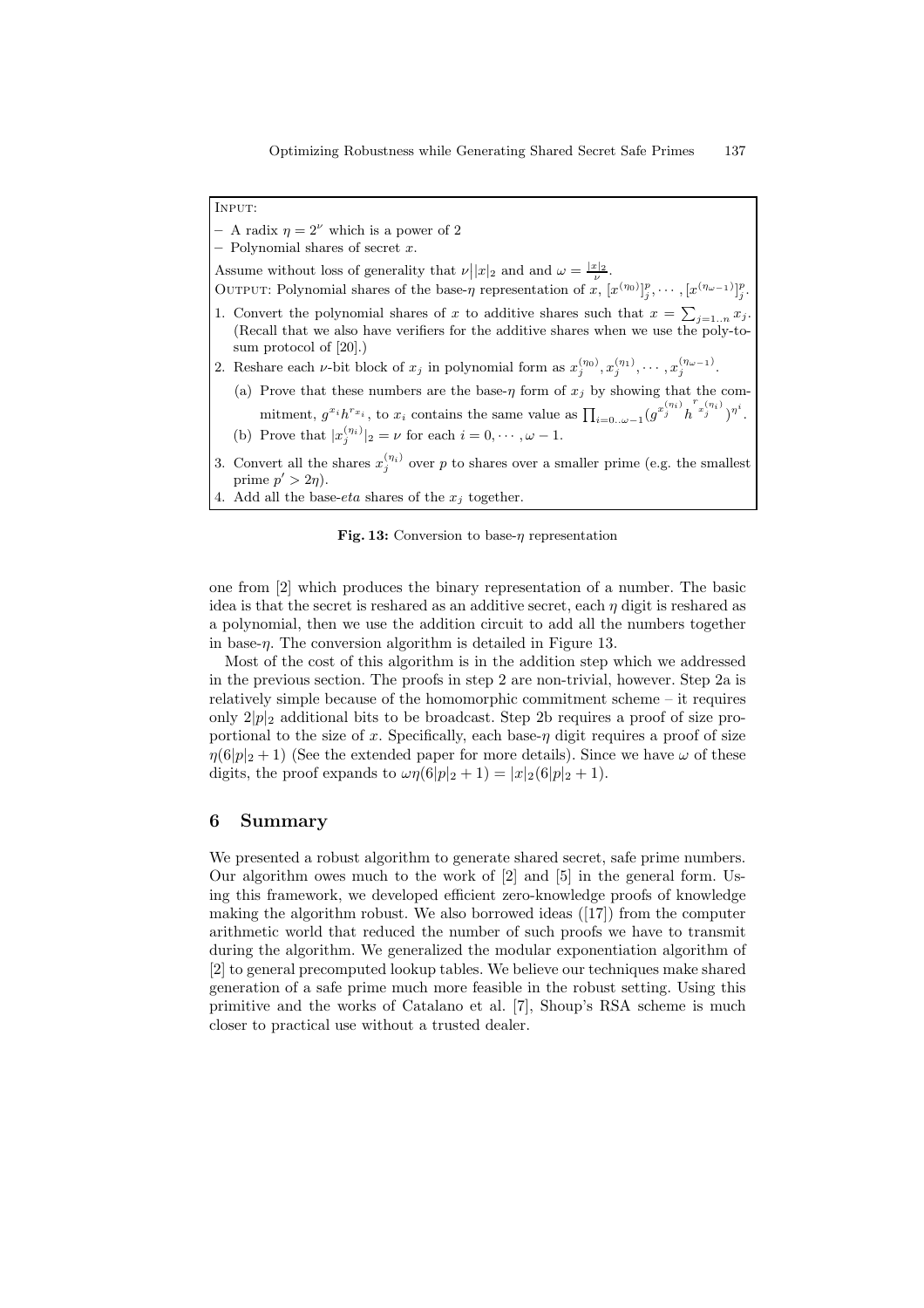INPUT:

- A radix $\eta = 2^\nu$ which is a power of 2
- Polynomial shares of secret $x$.

Assume without loss of generality that $\nu \big| |x|_2$ and and $\omega = \frac{|x|_2}{\nu}$.

OUTPUT: Polynomial shares of the base-$\eta$ representation of $x$, $[x^{(\eta_0)}]_j^p, \cdots, [x^{(\eta_{\omega-1})}]_j^p$.

1. Convert the polynomial shares of $x$ to additive shares such that $x = \sum_{j=1..n} x_j$. (Recall that we also have verifiers for the additive shares when we use the poly-to-sum protocol of [20].)
2. Reshare each $\nu$-bit block of $x_j$ in polynomial form as $x_j^{(\eta_0)}, x_j^{(\eta_1)}, \cdots, x_j^{(\eta_{\omega-1})}$.
   (a) Prove that these numbers are the base-$\eta$ form of $x_j$ by showing that the commitment, $g^{x_i} h^{r_{x_i}}$, to $x_i$ contains the same value as $\prod_{i=0..\omega-1} (g^{x_j^{(\eta_i)}} h^{r_{x_j^{(\eta_i)}}})^{\eta^i}$.
   (b) Prove that $|x_j^{(\eta_i)}|_2 = \nu$ for each $i = 0, \cdots, \omega - 1$.
3. Convert all the shares $x_j^{(\eta_i)}$ over $p$ to shares over a smaller prime (e.g. the smallest prime $p' > 2\eta$).
4. Add all the base-*eta* shares of the $x_j$ together.

**Fig. 13:** Conversion to base-$\eta$ representation

one from [2] which produces the binary representation of a number. The basic idea is that the secret is reshared as an additive secret, each $\eta$ digit is reshared as a polynomial, then we use the addition circuit to add all the numbers together in base-$\eta$. The conversion algorithm is detailed in Figure 13.

Most of the cost of this algorithm is in the addition step which we addressed in the previous section. The proofs in step 2 are non-trivial, however. Step 2a is relatively simple because of the homomorphic commitment scheme – it requires only $2|p|_2$ additional bits to be broadcast. Step 2b requires a proof of size proportional to the size of $x$. Specifically, each base-$\eta$ digit requires a proof of size $\eta(6|p|_2 + 1)$ (See the extended paper for more details). Since we have $\omega$ of these digits, the proof expands to $\omega\eta(6|p|_2 + 1) = |x|_2(6|p|_2 + 1)$.

## 6 Summary

We presented a robust algorithm to generate shared secret, safe prime numbers. Our algorithm owes much to the work of [2] and [5] in the general form. Using this framework, we developed efficient zero-knowledge proofs of knowledge making the algorithm robust. We also borrowed ideas ([17]) from the computer arithmetic world that reduced the number of such proofs we have to transmit during the algorithm. We generalized the modular exponentiation algorithm of [2] to general precomputed lookup tables. We believe our techniques make shared generation of a safe prime much more feasible in the robust setting. Using this primitive and the works of Catalano et al. [7], Shoup's RSA scheme is much closer to practical use without a trusted dealer.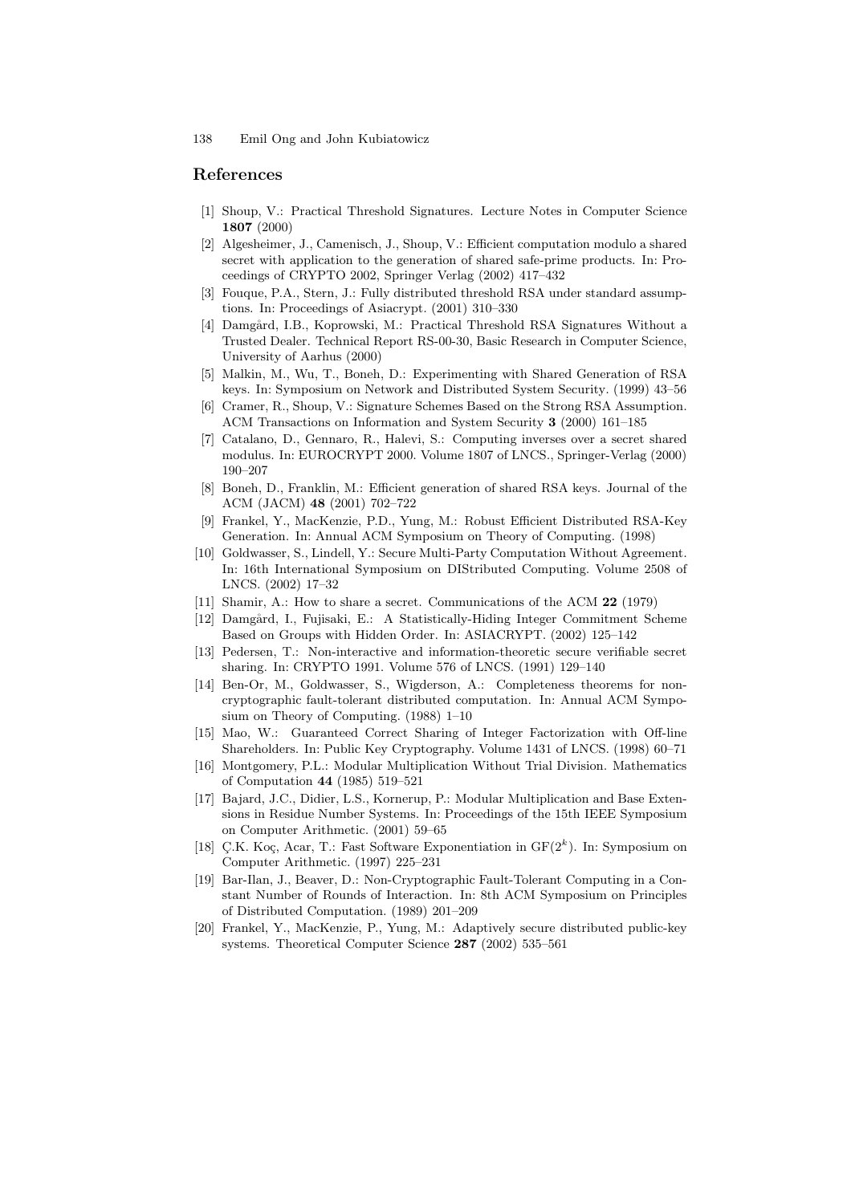## References

[1] Shoup, V.: Practical Threshold Signatures. Lecture Notes in Computer Science **1807** (2000)

[2] Algesheimer, J., Camenisch, J., Shoup, V.: Efficient computation modulo a shared secret with application to the generation of shared safe-prime products. In: Proceedings of CRYPTO 2002, Springer Verlag (2002) 417–432

[3] Fouque, P.A., Stern, J.: Fully distributed threshold RSA under standard assumptions. In: Proceedings of Asiacrypt. (2001) 310–330

[4] Damgård, I.B., Koprowski, M.: Practical Threshold RSA Signatures Without a Trusted Dealer. Technical Report RS-00-30, Basic Research in Computer Science, University of Aarhus (2000)

[5] Malkin, M., Wu, T., Boneh, D.: Experimenting with Shared Generation of RSA keys. In: Symposium on Network and Distributed System Security. (1999) 43–56

[6] Cramer, R., Shoup, V.: Signature Schemes Based on the Strong RSA Assumption. ACM Transactions on Information and System Security **3** (2000) 161–185

[7] Catalano, D., Gennaro, R., Halevi, S.: Computing inverses over a secret shared modulus. In: EUROCRYPT 2000. Volume 1807 of LNCS., Springer-Verlag (2000) 190–207

[8] Boneh, D., Franklin, M.: Efficient generation of shared RSA keys. Journal of the ACM (JACM) **48** (2001) 702–722

[9] Frankel, Y., MacKenzie, P.D., Yung, M.: Robust Efficient Distributed RSA-Key Generation. In: Annual ACM Symposium on Theory of Computing. (1998)

[10] Goldwasser, S., Lindell, Y.: Secure Multi-Party Computation Without Agreement. In: 16th International Symposium on DIStributed Computing. Volume 2508 of LNCS. (2002) 17–32

[11] Shamir, A.: How to share a secret. Communications of the ACM **22** (1979)

[12] Damgård, I., Fujisaki, E.: A Statistically-Hiding Integer Commitment Scheme Based on Groups with Hidden Order. In: ASIACRYPT. (2002) 125–142

[13] Pedersen, T.: Non-interactive and information-theoretic secure verifiable secret sharing. In: CRYPTO 1991. Volume 576 of LNCS. (1991) 129–140

[14] Ben-Or, M., Goldwasser, S., Wigderson, A.: Completeness theorems for non-cryptographic fault-tolerant distributed computation. In: Annual ACM Symposium on Theory of Computing. (1988) 1–10

[15] Mao, W.: Guaranteed Correct Sharing of Integer Factorization with Off-line Shareholders. In: Public Key Cryptography. Volume 1431 of LNCS. (1998) 60–71

[16] Montgomery, P.L.: Modular Multiplication Without Trial Division. Mathematics of Computation **44** (1985) 519–521

[17] Bajard, J.C., Didier, L.S., Kornerup, P.: Modular Multiplication and Base Extensions in Residue Number Systems. In: Proceedings of the 15th IEEE Symposium on Computer Arithmetic. (2001) 59–65

[18] Ç.K. Koç, Acar, T.: Fast Software Exponentiation in GF($2^k$). In: Symposium on Computer Arithmetic. (1997) 225–231

[19] Bar-Ilan, J., Beaver, D.: Non-Cryptographic Fault-Tolerant Computing in a Constant Number of Rounds of Interaction. In: 8th ACM Symposium on Principles of Distributed Computation. (1989) 201–209

[20] Frankel, Y., MacKenzie, P., Yung, M.: Adaptively secure distributed public-key systems. Theoretical Computer Science **287** (2002) 535–561